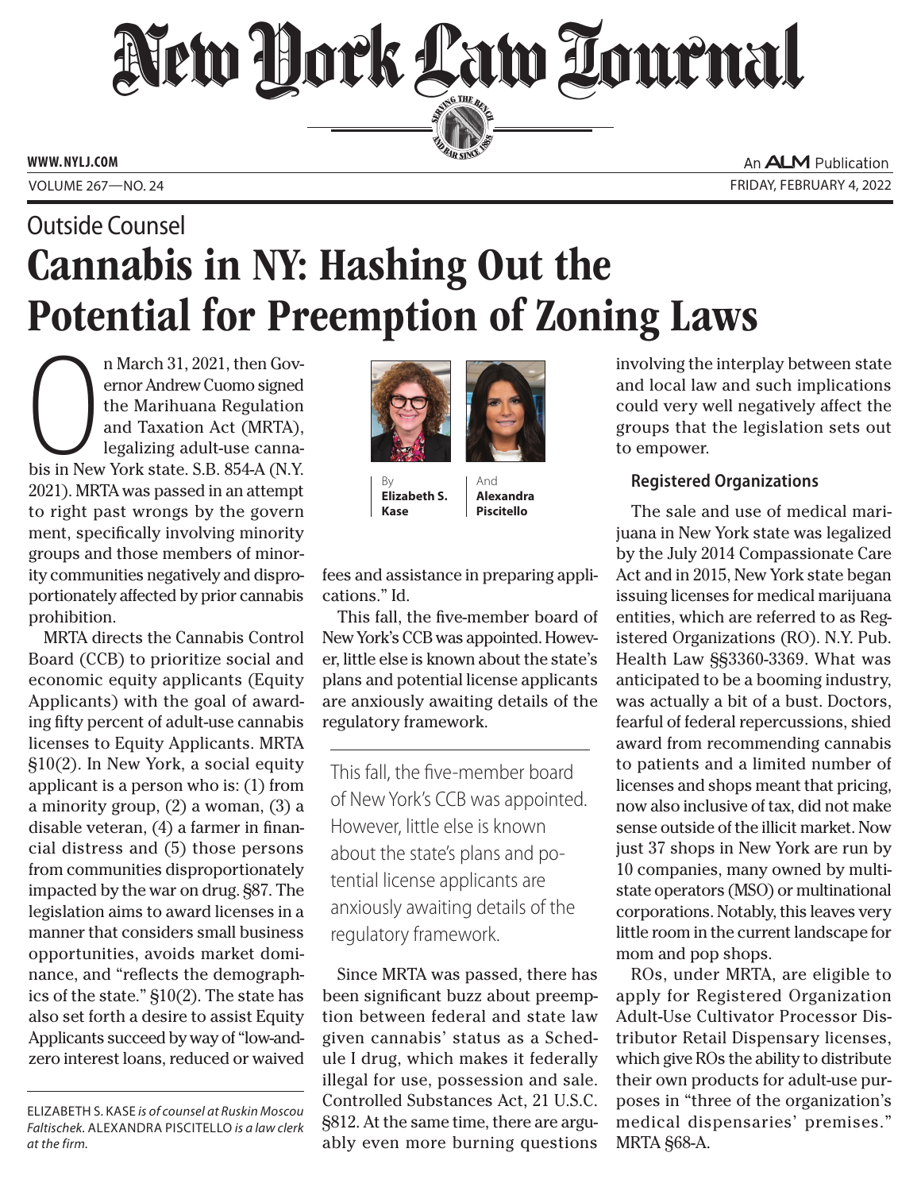# Outside Counsel

# Cannabis in NY: Hashing Out the Potential for Preemption of Zoning Laws

By **Elizabeth S. Kase** And **Alexandra Piscitello**

On March 31, 2021, then Governor Andrew Cuomo signed the Marihuana Regulation and Taxation Act (MRTA), legalizing adult-use cannabis in New York state. S.B. 854-A (N.Y. 2021). MRTA was passed in an attempt to right past wrongs by the government, specifically involving minority groups and those members of minority communities negatively and disproportionately affected by prior cannabis prohibition.

MRTA directs the Cannabis Control Board (CCB) to prioritize social and economic equity applicants (Equity Applicants) with the goal of awarding fifty percent of adult-use cannabis licenses to Equity Applicants. MRTA §10(2). In New York, a social equity applicant is a person who is: (1) from a minority group, (2) a woman, (3) a disable veteran, (4) a farmer in financial distress and (5) those persons from communities disproportionately impacted by the war on drug. §87. The legislation aims to award licenses in a manner that considers small business opportunities, avoids market dominance, and "reflects the demographics of the state." §10(2). The state has also set forth a desire to assist Equity Applicants succeed by way of "low-and-zero interest loans, reduced or waived fees and assistance in preparing applications." Id.

This fall, the five-member board of New York's CCB was appointed. However, little else is known about the state's plans and potential license applicants are anxiously awaiting details of the regulatory framework.

> This fall, the five-member board of New York's CCB was appointed. However, little else is known about the state's plans and potential license applicants are anxiously awaiting details of the regulatory framework.

Since MRTA was passed, there has been significant buzz about preemption between federal and state law given cannabis' status as a Schedule I drug, which makes it federally illegal for use, possession and sale. Controlled Substances Act, 21 U.S.C. §812. At the same time, there are arguably even more burning questions involving the interplay between state and local law and such implications could very well negatively affect the groups that the legislation sets out to empower.

### Registered Organizations

The sale and use of medical marijuana in New York state was legalized by the July 2014 Compassionate Care Act and in 2015, New York state began issuing licenses for medical marijuana entities, which are referred to as Registered Organizations (RO). N.Y. Pub. Health Law §§3360-3369. What was anticipated to be a booming industry, was actually a bit of a bust. Doctors, fearful of federal repercussions, shied award from recommending cannabis to patients and a limited number of licenses and shops meant that pricing, now also inclusive of tax, did not make sense outside of the illicit market. Now just 37 shops in New York are run by 10 companies, many owned by multistate operators (MSO) or multinational corporations. Notably, this leaves very little room in the current landscape for mom and pop shops.

ROs, under MRTA, are eligible to apply for Registered Organization Adult-Use Cultivator Processor Distributor Retail Dispensary licenses, which give ROs the ability to distribute their own products for adult-use purposes in "three of the organization's medical dispensaries' premises." MRTA §68-A.

---

ELIZABETH S. KASE *is of counsel at Ruskin Moscou Faltischek.* ALEXANDRA PISCITELLO *is a law clerk at the firm.*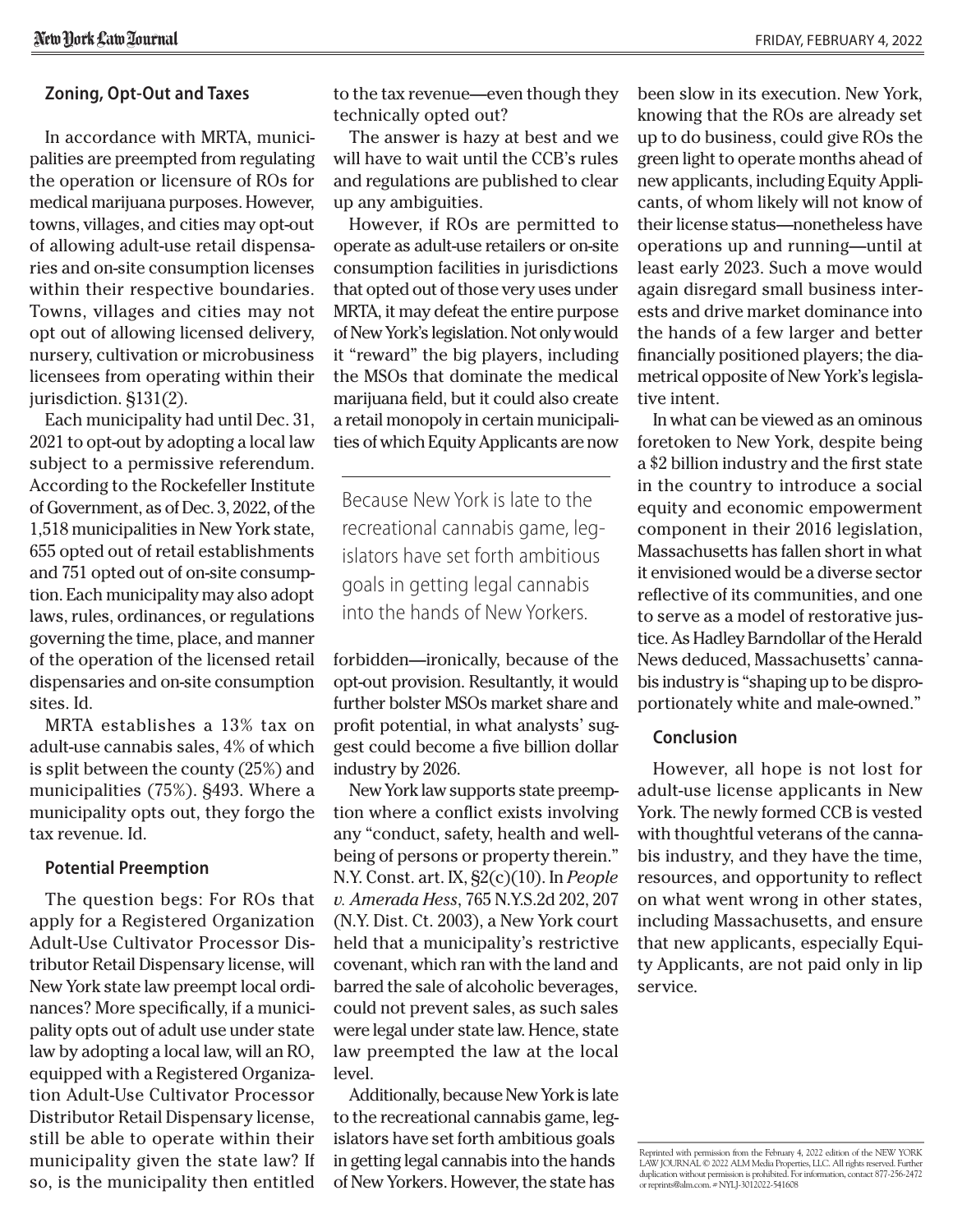## Zoning, Opt-Out and Taxes

In accordance with MRTA, municipalities are preempted from regulating the operation or licensure of ROs for medical marijuana purposes. However, towns, villages, and cities may opt-out of allowing adult-use retail dispensaries and on-site consumption licenses within their respective boundaries. Towns, villages and cities may not opt out of allowing licensed delivery, nursery, cultivation or microbusiness licensees from operating within their jurisdiction. §131(2).

Each municipality had until Dec. 31, 2021 to opt-out by adopting a local law subject to a permissive referendum. According to the Rockefeller Institute of Government, as of Dec. 3, 2022, of the 1,518 municipalities in New York state, 655 opted out of retail establishments and 751 opted out of on-site consumption. Each municipality may also adopt laws, rules, ordinances, or regulations governing the time, place, and manner of the operation of the licensed retail dispensaries and on-site consumption sites. Id.

MRTA establishes a 13% tax on adult-use cannabis sales, 4% of which is split between the county (25%) and municipalities (75%). §493. Where a municipality opts out, they forgo the tax revenue. Id.

## Potential Preemption

The question begs: For ROs that apply for a Registered Organization Adult-Use Cultivator Processor Distributor Retail Dispensary license, will New York state law preempt local ordinances? More specifically, if a municipality opts out of adult use under state law by adopting a local law, will an RO, equipped with a Registered Organization Adult-Use Cultivator Processor Distributor Retail Dispensary license, still be able to operate within their municipality given the state law? If so, is the municipality then entitled to the tax revenue—even though they technically opted out?

The answer is hazy at best and we will have to wait until the CCB's rules and regulations are published to clear up any ambiguities.

However, if ROs are permitted to operate as adult-use retailers or on-site consumption facilities in jurisdictions that opted out of those very uses under MRTA, it may defeat the entire purpose of New York's legislation. Not only would it "reward" the big players, including the MSOs that dominate the medical marijuana field, but it could also create a retail monopoly in certain municipalities of which Equity Applicants are now forbidden—ironically, because of the opt-out provision. Resultantly, it would further bolster MSOs market share and profit potential, in what analysts' suggest could become a five billion dollar industry by 2026.

> Because New York is late to the recreational cannabis game, legislators have set forth ambitious goals in getting legal cannabis into the hands of New Yorkers.

New York law supports state preemption where a conflict exists involving any "conduct, safety, health and well-being of persons or property therein." N.Y. Const. art. IX, §2(c)(10). In *People v. Amerada Hess*, 765 N.Y.S.2d 202, 207 (N.Y. Dist. Ct. 2003), a New York court held that a municipality's restrictive covenant, which ran with the land and barred the sale of alcoholic beverages, could not prevent sales, as such sales were legal under state law. Hence, state law preempted the law at the local level.

Additionally, because New York is late to the recreational cannabis game, legislators have set forth ambitious goals in getting legal cannabis into the hands of New Yorkers. However, the state has been slow in its execution. New York, knowing that the ROs are already set up to do business, could give ROs the green light to operate months ahead of new applicants, including Equity Applicants, of whom likely will not know of their license status—nonetheless have operations up and running—until at least early 2023. Such a move would again disregard small business interests and drive market dominance into the hands of a few larger and better financially positioned players; the diametrical opposite of New York's legislative intent.

In what can be viewed as an ominous foretoken to New York, despite being a $2 billion industry and the first state in the country to introduce a social equity and economic empowerment component in their 2016 legislation, Massachusetts has fallen short in what it envisioned would be a diverse sector reflective of its communities, and one to serve as a model of restorative justice. As Hadley Barndollar of the Herald News deduced, Massachusetts' cannabis industry is "shaping up to be disproportionately white and male-owned."

## Conclusion

However, all hope is not lost for adult-use license applicants in New York. The newly formed CCB is vested with thoughtful veterans of the cannabis industry, and they have the time, resources, and opportunity to reflect on what went wrong in other states, including Massachusetts, and ensure that new applicants, especially Equity Applicants, are not paid only in lip service.

Reprinted with permission from the February 4, 2022 edition of the NEW YORK LAW JOURNAL © 2022 ALM Media Properties, LLC. All rights reserved. Further duplication without permission is prohibited. For information, contact 877-256-2472 or reprints@alm.com. # NYLJ-3012022-541608